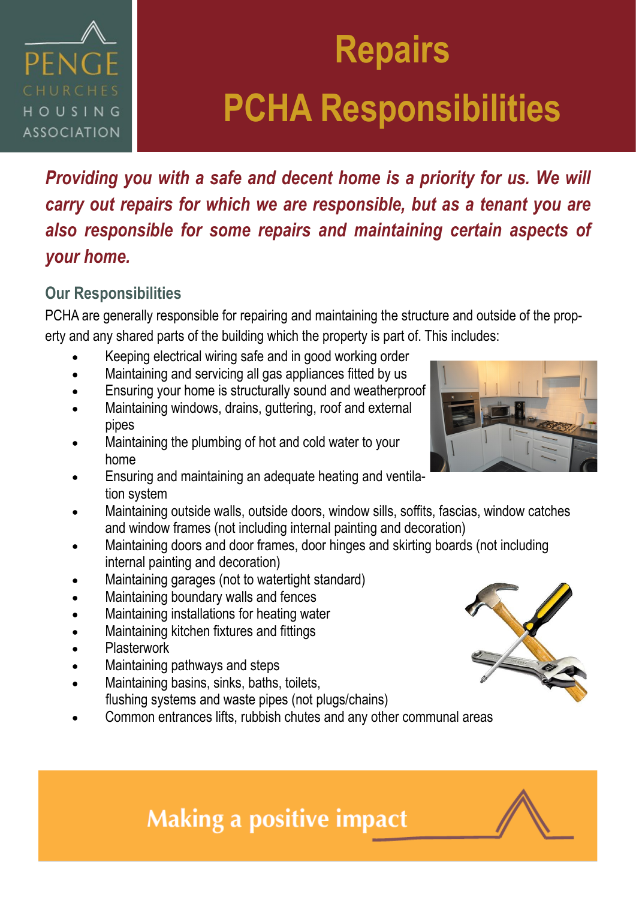PENGE CHURCHES HOUSING ASSOCIATION

# Repairs
# PCHA Responsibilities

***Providing you with a safe and decent home is a priority for us. We will carry out repairs for which we are responsible, but as a tenant you are also responsible for some repairs and maintaining certain aspects of your home.***

## Our Responsibilities

PCHA are generally responsible for repairing and maintaining the structure and outside of the property and any shared parts of the building which the property is part of. This includes:

- Keeping electrical wiring safe and in good working order
- Maintaining and servicing all gas appliances fitted by us
- Ensuring your home is structurally sound and weatherproof
- Maintaining windows, drains, guttering, roof and external pipes
- Maintaining the plumbing of hot and cold water to your home
- Ensuring and maintaining an adequate heating and ventilation system
- Maintaining outside walls, outside doors, window sills, soffits, fascias, window catches and window frames (not including internal painting and decoration)
- Maintaining doors and door frames, door hinges and skirting boards (not including internal painting and decoration)
- Maintaining garages (not to watertight standard)
- Maintaining boundary walls and fences
- Maintaining installations for heating water
- Maintaining kitchen fixtures and fittings
- Plasterwork
- Maintaining pathways and steps
- Maintaining basins, sinks, baths, toilets, flushing systems and waste pipes (not plugs/chains)
- Common entrances lifts, rubbish chutes and any other communal areas

Making a positive impact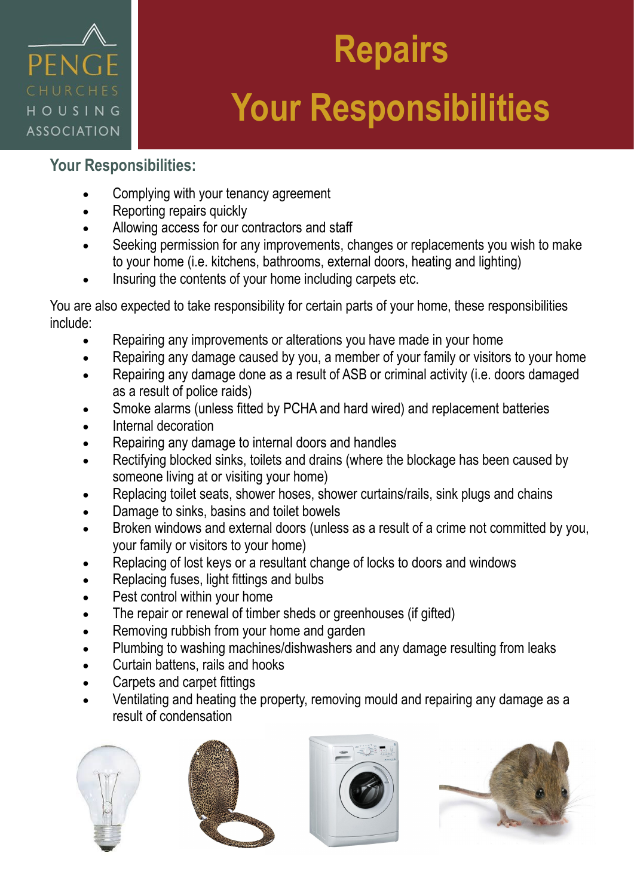PENGE CHURCHES HOUSING ASSOCIATION

# Repairs
# Your Responsibilities

## Your Responsibilities:

- Complying with your tenancy agreement
- Reporting repairs quickly
- Allowing access for our contractors and staff
- Seeking permission for any improvements, changes or replacements you wish to make to your home (i.e. kitchens, bathrooms, external doors, heating and lighting)
- Insuring the contents of your home including carpets etc.

You are also expected to take responsibility for certain parts of your home, these responsibilities include:

- Repairing any improvements or alterations you have made in your home
- Repairing any damage caused by you, a member of your family or visitors to your home
- Repairing any damage done as a result of ASB or criminal activity (i.e. doors damaged as a result of police raids)
- Smoke alarms (unless fitted by PCHA and hard wired) and replacement batteries
- Internal decoration
- Repairing any damage to internal doors and handles
- Rectifying blocked sinks, toilets and drains (where the blockage has been caused by someone living at or visiting your home)
- Replacing toilet seats, shower hoses, shower curtains/rails, sink plugs and chains
- Damage to sinks, basins and toilet bowels
- Broken windows and external doors (unless as a result of a crime not committed by you, your family or visitors to your home)
- Replacing of lost keys or a resultant change of locks to doors and windows
- Replacing fuses, light fittings and bulbs
- Pest control within your home
- The repair or renewal of timber sheds or greenhouses (if gifted)
- Removing rubbish from your home and garden
- Plumbing to washing machines/dishwashers and any damage resulting from leaks
- Curtain battens, rails and hooks
- Carpets and carpet fittings
- Ventilating and heating the property, removing mould and repairing any damage as a result of condensation